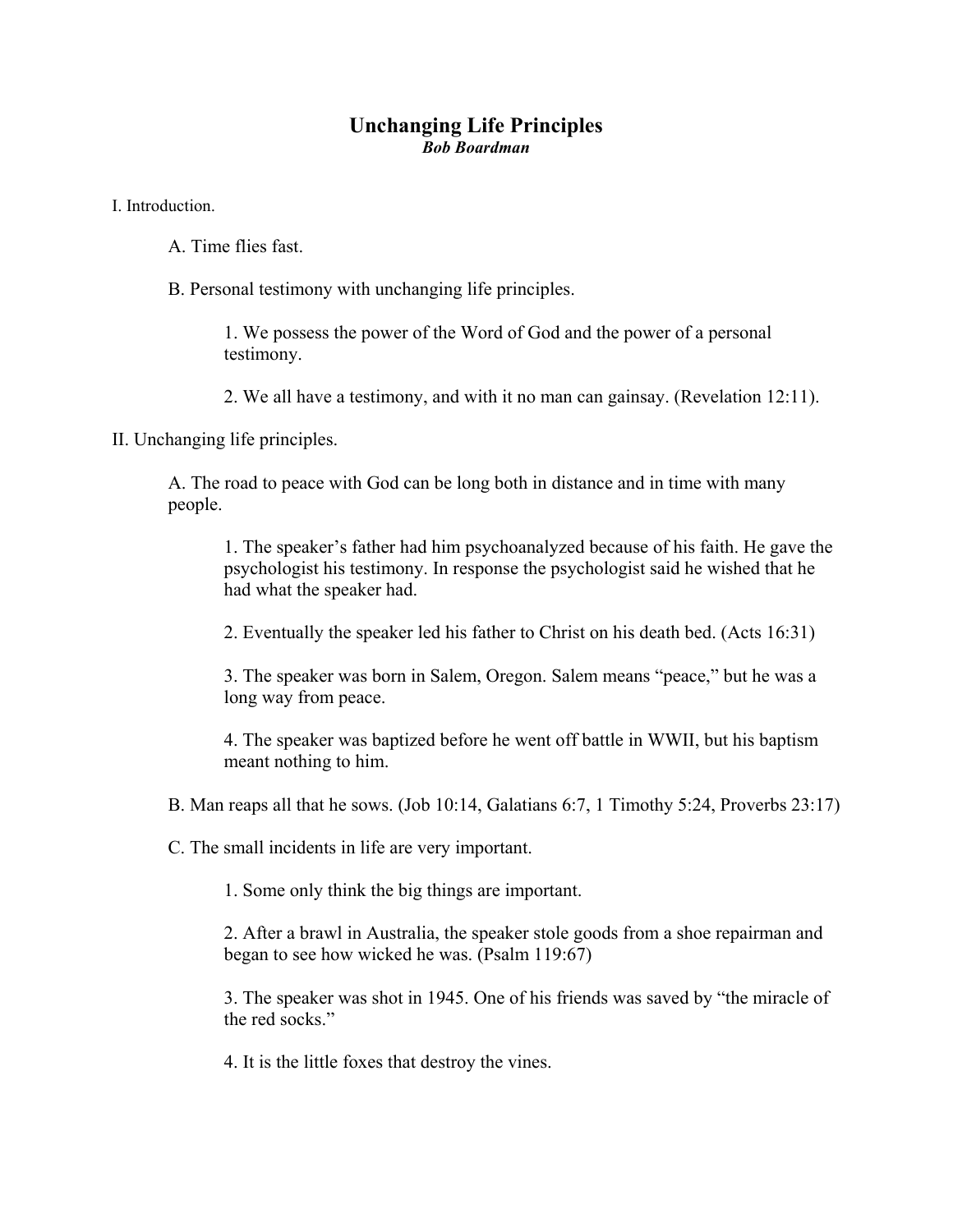# Unchanging Life Principles

***Bob Boardman***

I. Introduction.

A. Time flies fast.

B. Personal testimony with unchanging life principles.

1. We possess the power of the Word of God and the power of a personal testimony.

2. We all have a testimony, and with it no man can gainsay. (Revelation 12:11).

II. Unchanging life principles.

A. The road to peace with God can be long both in distance and in time with many people.

1. The speaker's father had him psychoanalyzed because of his faith. He gave the psychologist his testimony. In response the psychologist said he wished that he had what the speaker had.

2. Eventually the speaker led his father to Christ on his death bed. (Acts 16:31)

3. The speaker was born in Salem, Oregon. Salem means "peace," but he was a long way from peace.

4. The speaker was baptized before he went off battle in WWII, but his baptism meant nothing to him.

B. Man reaps all that he sows. (Job 10:14, Galatians 6:7, 1 Timothy 5:24, Proverbs 23:17)

C. The small incidents in life are very important.

1. Some only think the big things are important.

2. After a brawl in Australia, the speaker stole goods from a shoe repairman and began to see how wicked he was. (Psalm 119:67)

3. The speaker was shot in 1945. One of his friends was saved by "the miracle of the red socks."

4. It is the little foxes that destroy the vines.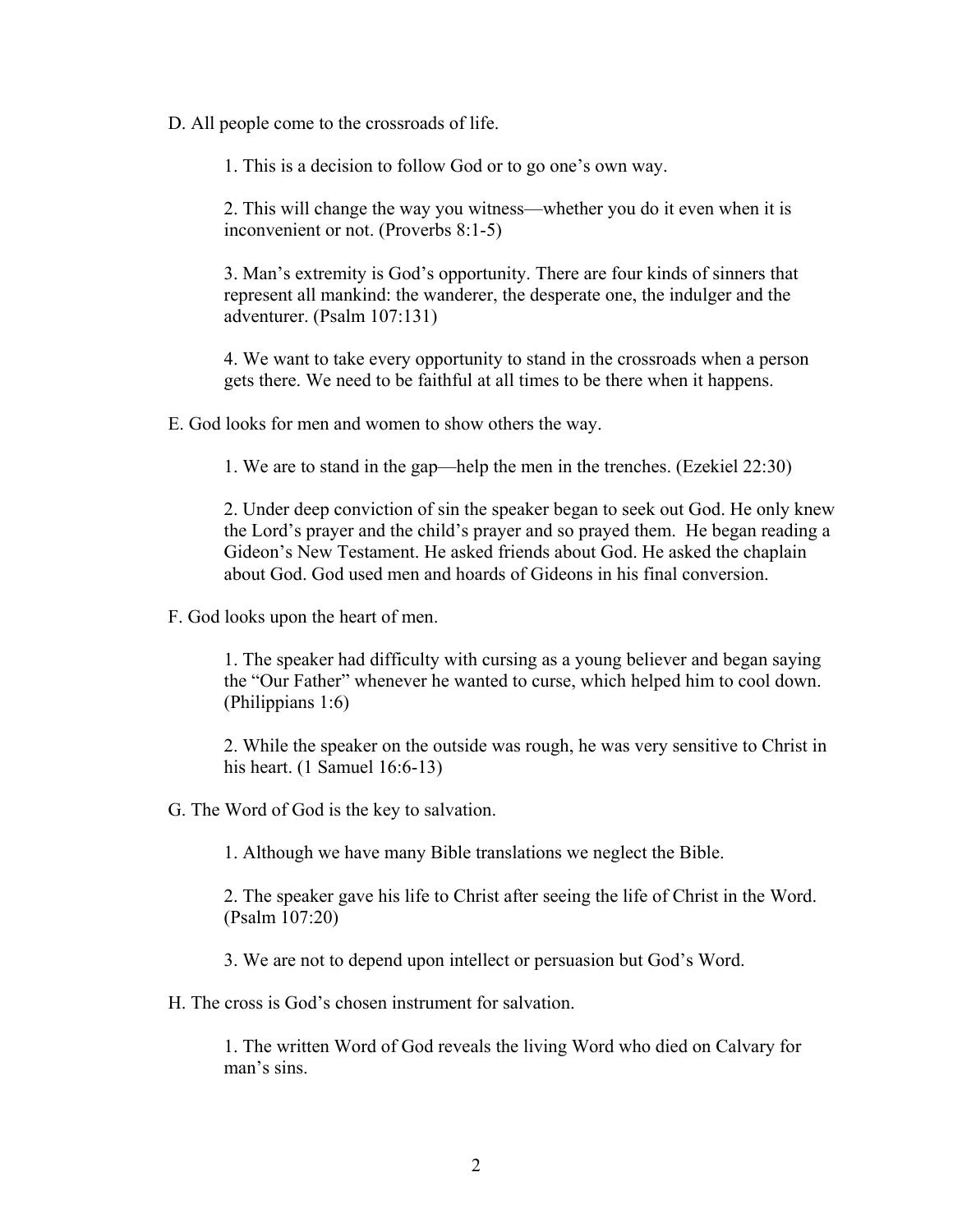D. All people come to the crossroads of life.

1. This is a decision to follow God or to go one's own way.

2. This will change the way you witness—whether you do it even when it is inconvenient or not. (Proverbs 8:1-5)

3. Man's extremity is God's opportunity. There are four kinds of sinners that represent all mankind: the wanderer, the desperate one, the indulger and the adventurer. (Psalm 107:131)

4. We want to take every opportunity to stand in the crossroads when a person gets there. We need to be faithful at all times to be there when it happens.

E. God looks for men and women to show others the way.

1. We are to stand in the gap—help the men in the trenches. (Ezekiel 22:30)

2. Under deep conviction of sin the speaker began to seek out God. He only knew the Lord's prayer and the child's prayer and so prayed them. He began reading a Gideon's New Testament. He asked friends about God. He asked the chaplain about God. God used men and hoards of Gideons in his final conversion.

F. God looks upon the heart of men.

1. The speaker had difficulty with cursing as a young believer and began saying the "Our Father" whenever he wanted to curse, which helped him to cool down. (Philippians 1:6)

2. While the speaker on the outside was rough, he was very sensitive to Christ in his heart. (1 Samuel 16:6-13)

G. The Word of God is the key to salvation.

1. Although we have many Bible translations we neglect the Bible.

2. The speaker gave his life to Christ after seeing the life of Christ in the Word. (Psalm 107:20)

3. We are not to depend upon intellect or persuasion but God's Word.

H. The cross is God's chosen instrument for salvation.

1. The written Word of God reveals the living Word who died on Calvary for man's sins.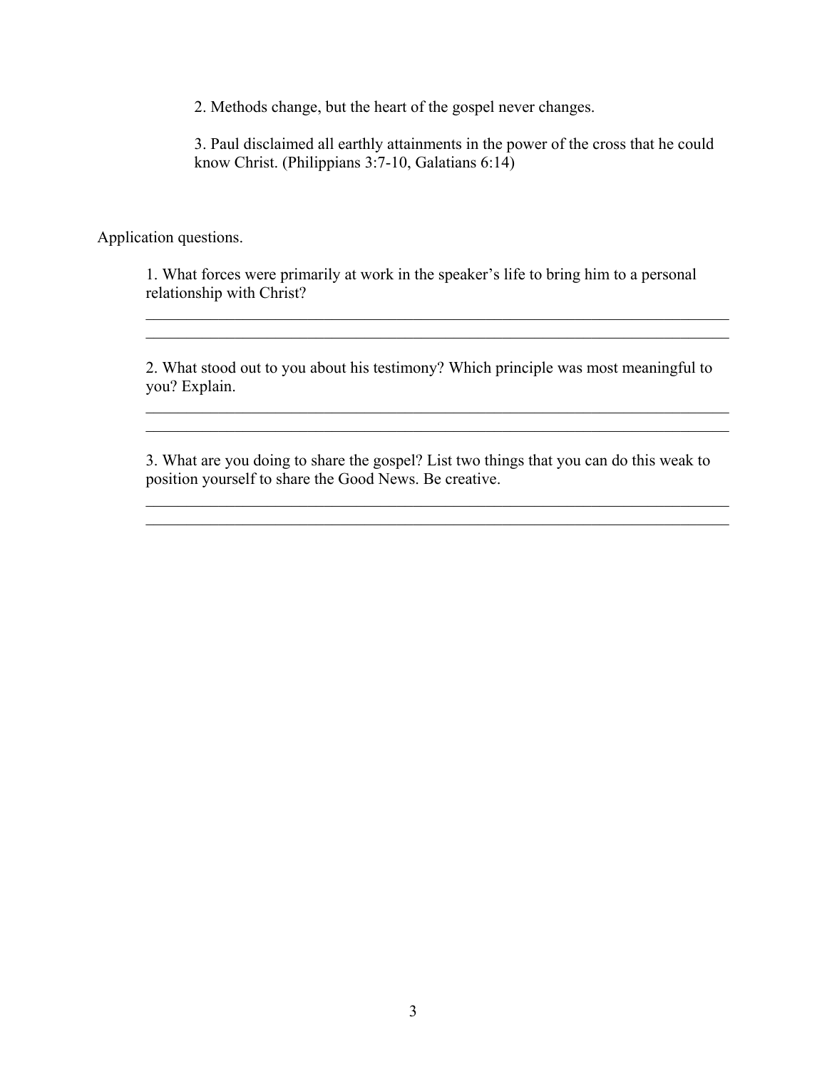2. Methods change, but the heart of the gospel never changes.

3. Paul disclaimed all earthly attainments in the power of the cross that he could know Christ. (Philippians 3:7-10, Galatians 6:14)

Application questions.

1. What forces were primarily at work in the speaker's life to bring him to a personal relationship with Christ?

\_\_\_\_\_\_\_\_\_\_\_\_\_\_\_\_\_\_\_\_\_\_\_\_\_\_\_\_\_\_\_\_\_\_\_\_\_\_\_\_\_\_\_\_\_\_\_\_\_\_\_\_\_\_\_\_\_\_\_\_\_\_\_\_\_\_\_\_\_\_\_\_

\_\_\_\_\_\_\_\_\_\_\_\_\_\_\_\_\_\_\_\_\_\_\_\_\_\_\_\_\_\_\_\_\_\_\_\_\_\_\_\_\_\_\_\_\_\_\_\_\_\_\_\_\_\_\_\_\_\_\_\_\_\_\_\_\_\_\_\_\_\_\_\_

2. What stood out to you about his testimony? Which principle was most meaningful to you? Explain.

\_\_\_\_\_\_\_\_\_\_\_\_\_\_\_\_\_\_\_\_\_\_\_\_\_\_\_\_\_\_\_\_\_\_\_\_\_\_\_\_\_\_\_\_\_\_\_\_\_\_\_\_\_\_\_\_\_\_\_\_\_\_\_\_\_\_\_\_\_\_\_\_

\_\_\_\_\_\_\_\_\_\_\_\_\_\_\_\_\_\_\_\_\_\_\_\_\_\_\_\_\_\_\_\_\_\_\_\_\_\_\_\_\_\_\_\_\_\_\_\_\_\_\_\_\_\_\_\_\_\_\_\_\_\_\_\_\_\_\_\_\_\_\_\_

3. What are you doing to share the gospel? List two things that you can do this weak to position yourself to share the Good News. Be creative.

\_\_\_\_\_\_\_\_\_\_\_\_\_\_\_\_\_\_\_\_\_\_\_\_\_\_\_\_\_\_\_\_\_\_\_\_\_\_\_\_\_\_\_\_\_\_\_\_\_\_\_\_\_\_\_\_\_\_\_\_\_\_\_\_\_\_\_\_\_\_\_\_

\_\_\_\_\_\_\_\_\_\_\_\_\_\_\_\_\_\_\_\_\_\_\_\_\_\_\_\_\_\_\_\_\_\_\_\_\_\_\_\_\_\_\_\_\_\_\_\_\_\_\_\_\_\_\_\_\_\_\_\_\_\_\_\_\_\_\_\_\_\_\_\_